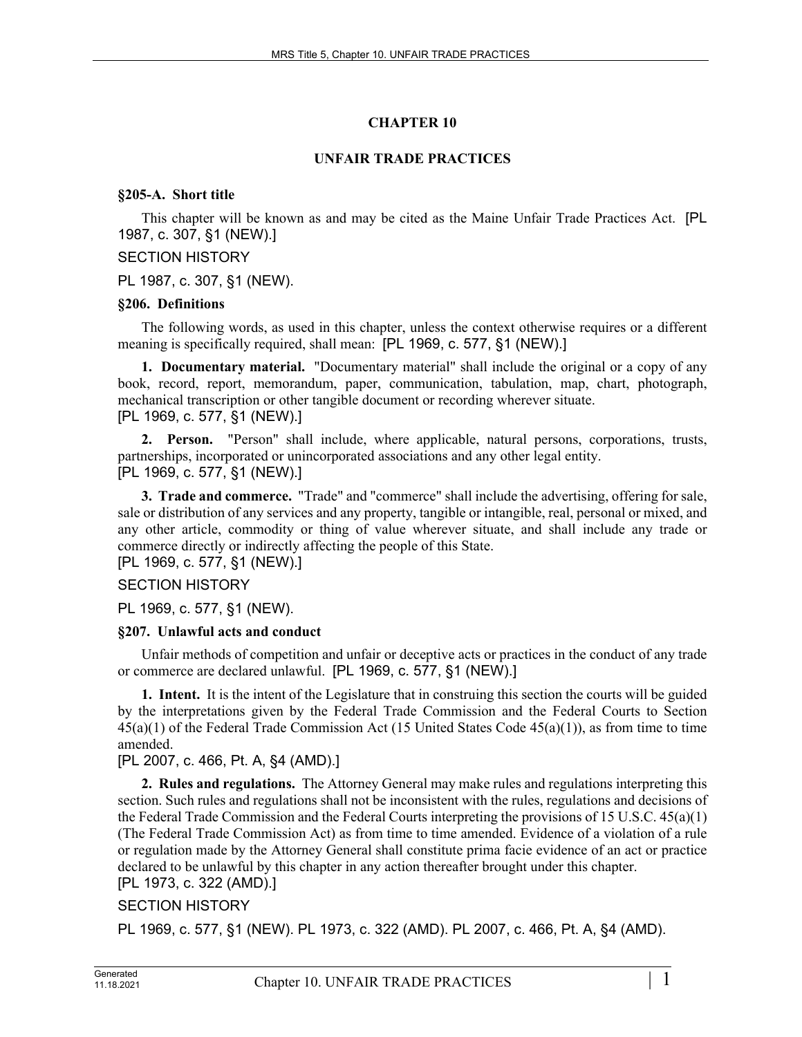# CHAPTER 10

## UNFAIR TRADE PRACTICES

### §205-A. Short title

This chapter will be known as and may be cited as the Maine Unfair Trade Practices Act. [PL 1987, c. 307, §1 (NEW).]

SECTION HISTORY

PL 1987, c. 307, §1 (NEW).

### §206. Definitions

The following words, as used in this chapter, unless the context otherwise requires or a different meaning is specifically required, shall mean: [PL 1969, c. 577, §1 (NEW).]

**1. Documentary material.** "Documentary material" shall include the original or a copy of any book, record, report, memorandum, paper, communication, tabulation, map, chart, photograph, mechanical transcription or other tangible document or recording wherever situate.
[PL 1969, c. 577, §1 (NEW).]

**2. Person.** "Person" shall include, where applicable, natural persons, corporations, trusts, partnerships, incorporated or unincorporated associations and any other legal entity.
[PL 1969, c. 577, §1 (NEW).]

**3. Trade and commerce.** "Trade" and "commerce" shall include the advertising, offering for sale, sale or distribution of any services and any property, tangible or intangible, real, personal or mixed, and any other article, commodity or thing of value wherever situate, and shall include any trade or commerce directly or indirectly affecting the people of this State.
[PL 1969, c. 577, §1 (NEW).]

SECTION HISTORY

PL 1969, c. 577, §1 (NEW).

### §207. Unlawful acts and conduct

Unfair methods of competition and unfair or deceptive acts or practices in the conduct of any trade or commerce are declared unlawful. [PL 1969, c. 577, §1 (NEW).]

**1. Intent.** It is the intent of the Legislature that in construing this section the courts will be guided by the interpretations given by the Federal Trade Commission and the Federal Courts to Section 45(a)(1) of the Federal Trade Commission Act (15 United States Code 45(a)(1)), as from time to time amended.
[PL 2007, c. 466, Pt. A, §4 (AMD).]

**2. Rules and regulations.** The Attorney General may make rules and regulations interpreting this section. Such rules and regulations shall not be inconsistent with the rules, regulations and decisions of the Federal Trade Commission and the Federal Courts interpreting the provisions of 15 U.S.C. 45(a)(1) (The Federal Trade Commission Act) as from time to time amended. Evidence of a violation of a rule or regulation made by the Attorney General shall constitute prima facie evidence of an act or practice declared to be unlawful by this chapter in any action thereafter brought under this chapter.
[PL 1973, c. 322 (AMD).]

SECTION HISTORY

PL 1969, c. 577, §1 (NEW). PL 1973, c. 322 (AMD). PL 2007, c. 466, Pt. A, §4 (AMD).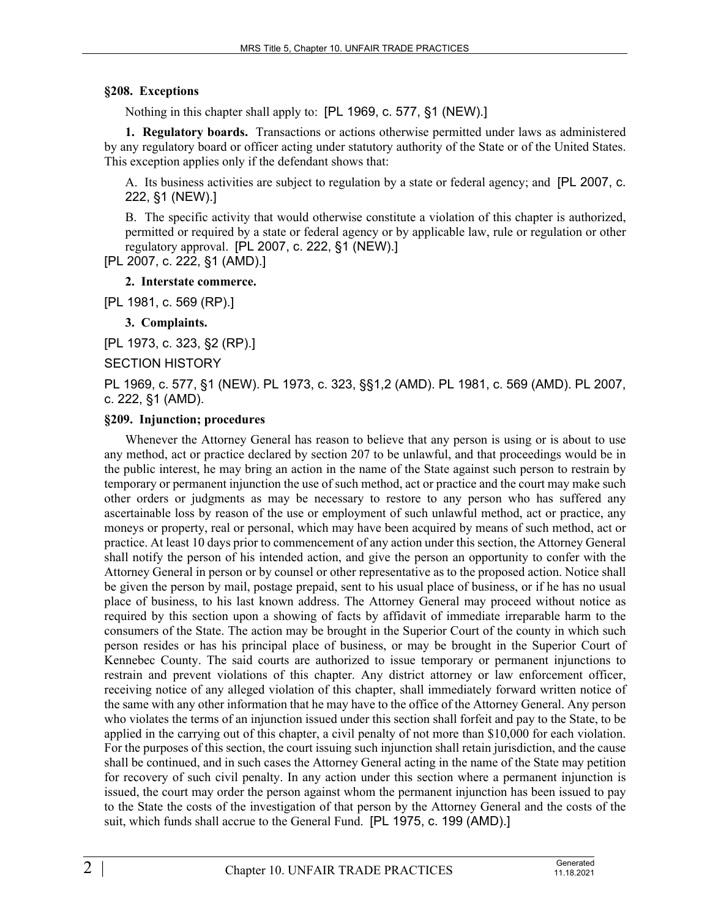### §208. Exceptions

Nothing in this chapter shall apply to: [PL 1969, c. 577, §1 (NEW).]

**1. Regulatory boards.** Transactions or actions otherwise permitted under laws as administered by any regulatory board or officer acting under statutory authority of the State or of the United States. This exception applies only if the defendant shows that:

A. Its business activities are subject to regulation by a state or federal agency; and [PL 2007, c. 222, §1 (NEW).]

B. The specific activity that would otherwise constitute a violation of this chapter is authorized, permitted or required by a state or federal agency or by applicable law, rule or regulation or other regulatory approval. [PL 2007, c. 222, §1 (NEW).]

[PL 2007, c. 222, §1 (AMD).]

**2. Interstate commerce.**

[PL 1981, c. 569 (RP).]

**3. Complaints.**

[PL 1973, c. 323, §2 (RP).]

SECTION HISTORY

PL 1969, c. 577, §1 (NEW). PL 1973, c. 323, §§1,2 (AMD). PL 1981, c. 569 (AMD). PL 2007, c. 222, §1 (AMD).

### §209. Injunction; procedures

Whenever the Attorney General has reason to believe that any person is using or is about to use any method, act or practice declared by section 207 to be unlawful, and that proceedings would be in the public interest, he may bring an action in the name of the State against such person to restrain by temporary or permanent injunction the use of such method, act or practice and the court may make such other orders or judgments as may be necessary to restore to any person who has suffered any ascertainable loss by reason of the use or employment of such unlawful method, act or practice, any moneys or property, real or personal, which may have been acquired by means of such method, act or practice. At least 10 days prior to commencement of any action under this section, the Attorney General shall notify the person of his intended action, and give the person an opportunity to confer with the Attorney General in person or by counsel or other representative as to the proposed action. Notice shall be given the person by mail, postage prepaid, sent to his usual place of business, or if he has no usual place of business, to his last known address. The Attorney General may proceed without notice as required by this section upon a showing of facts by affidavit of immediate irreparable harm to the consumers of the State. The action may be brought in the Superior Court of the county in which such person resides or has his principal place of business, or may be brought in the Superior Court of Kennebec County. The said courts are authorized to issue temporary or permanent injunctions to restrain and prevent violations of this chapter. Any district attorney or law enforcement officer, receiving notice of any alleged violation of this chapter, shall immediately forward written notice of the same with any other information that he may have to the office of the Attorney General. Any person who violates the terms of an injunction issued under this section shall forfeit and pay to the State, to be applied in the carrying out of this chapter, a civil penalty of not more than $10,000 for each violation. For the purposes of this section, the court issuing such injunction shall retain jurisdiction, and the cause shall be continued, and in such cases the Attorney General acting in the name of the State may petition for recovery of such civil penalty. In any action under this section where a permanent injunction is issued, the court may order the person against whom the permanent injunction has been issued to pay to the State the costs of the investigation of that person by the Attorney General and the costs of the suit, which funds shall accrue to the General Fund. [PL 1975, c. 199 (AMD).]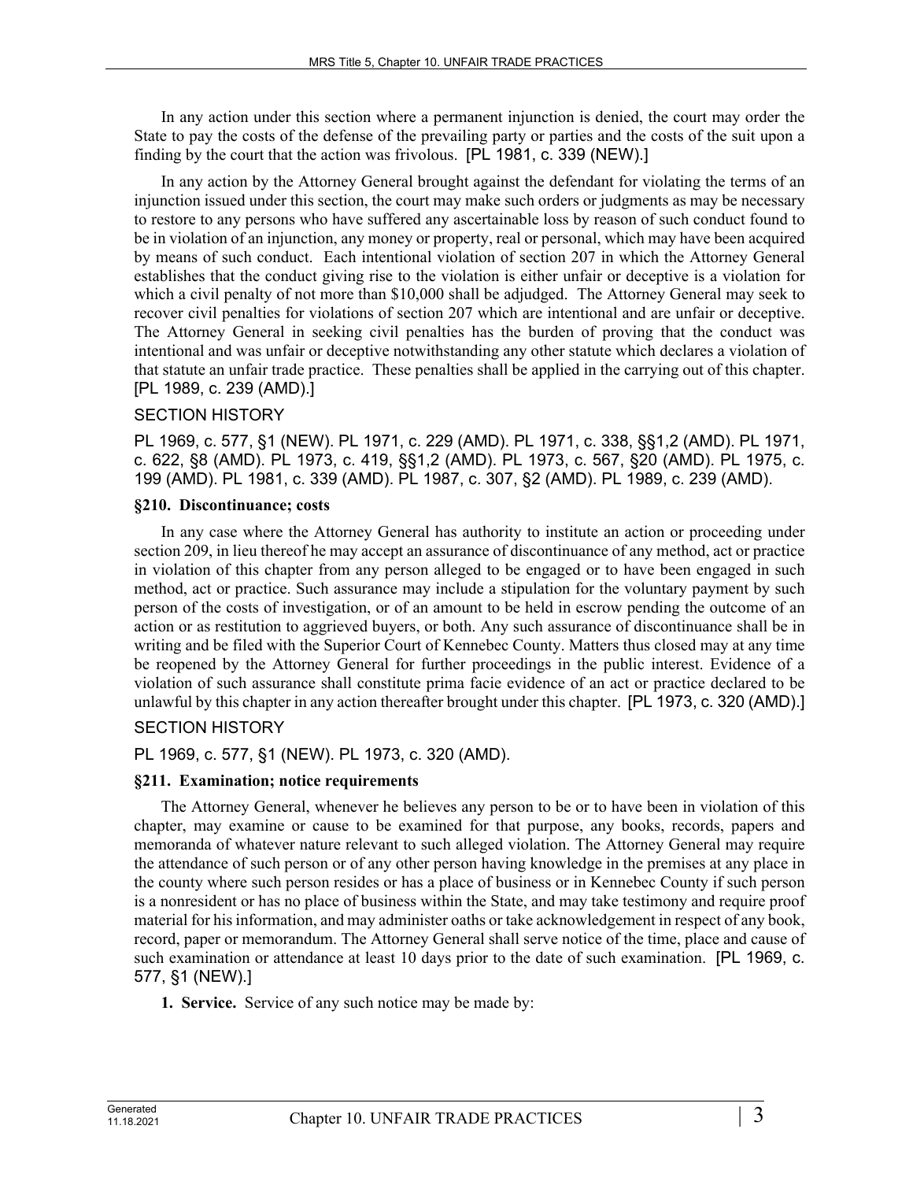In any action under this section where a permanent injunction is denied, the court may order the State to pay the costs of the defense of the prevailing party or parties and the costs of the suit upon a finding by the court that the action was frivolous. [PL 1981, c. 339 (NEW).]

In any action by the Attorney General brought against the defendant for violating the terms of an injunction issued under this section, the court may make such orders or judgments as may be necessary to restore to any persons who have suffered any ascertainable loss by reason of such conduct found to be in violation of an injunction, any money or property, real or personal, which may have been acquired by means of such conduct. Each intentional violation of section 207 in which the Attorney General establishes that the conduct giving rise to the violation is either unfair or deceptive is a violation for which a civil penalty of not more than $10,000 shall be adjudged. The Attorney General may seek to recover civil penalties for violations of section 207 which are intentional and are unfair or deceptive. The Attorney General in seeking civil penalties has the burden of proving that the conduct was intentional and was unfair or deceptive notwithstanding any other statute which declares a violation of that statute an unfair trade practice. These penalties shall be applied in the carrying out of this chapter. [PL 1989, c. 239 (AMD).]

SECTION HISTORY

PL 1969, c. 577, §1 (NEW). PL 1971, c. 229 (AMD). PL 1971, c. 338, §§1,2 (AMD). PL 1971, c. 622, §8 (AMD). PL 1973, c. 419, §§1,2 (AMD). PL 1973, c. 567, §20 (AMD). PL 1975, c. 199 (AMD). PL 1981, c. 339 (AMD). PL 1987, c. 307, §2 (AMD). PL 1989, c. 239 (AMD).

### §210. Discontinuance; costs

In any case where the Attorney General has authority to institute an action or proceeding under section 209, in lieu thereof he may accept an assurance of discontinuance of any method, act or practice in violation of this chapter from any person alleged to be engaged or to have been engaged in such method, act or practice. Such assurance may include a stipulation for the voluntary payment by such person of the costs of investigation, or of an amount to be held in escrow pending the outcome of an action or as restitution to aggrieved buyers, or both. Any such assurance of discontinuance shall be in writing and be filed with the Superior Court of Kennebec County. Matters thus closed may at any time be reopened by the Attorney General for further proceedings in the public interest. Evidence of a violation of such assurance shall constitute prima facie evidence of an act or practice declared to be unlawful by this chapter in any action thereafter brought under this chapter. [PL 1973, c. 320 (AMD).]

SECTION HISTORY

PL 1969, c. 577, §1 (NEW). PL 1973, c. 320 (AMD).

### §211. Examination; notice requirements

The Attorney General, whenever he believes any person to be or to have been in violation of this chapter, may examine or cause to be examined for that purpose, any books, records, papers and memoranda of whatever nature relevant to such alleged violation. The Attorney General may require the attendance of such person or of any other person having knowledge in the premises at any place in the county where such person resides or has a place of business or in Kennebec County if such person is a nonresident or has no place of business within the State, and may take testimony and require proof material for his information, and may administer oaths or take acknowledgement in respect of any book, record, paper or memorandum. The Attorney General shall serve notice of the time, place and cause of such examination or attendance at least 10 days prior to the date of such examination. [PL 1969, c. 577, §1 (NEW).]

**1. Service.** Service of any such notice may be made by: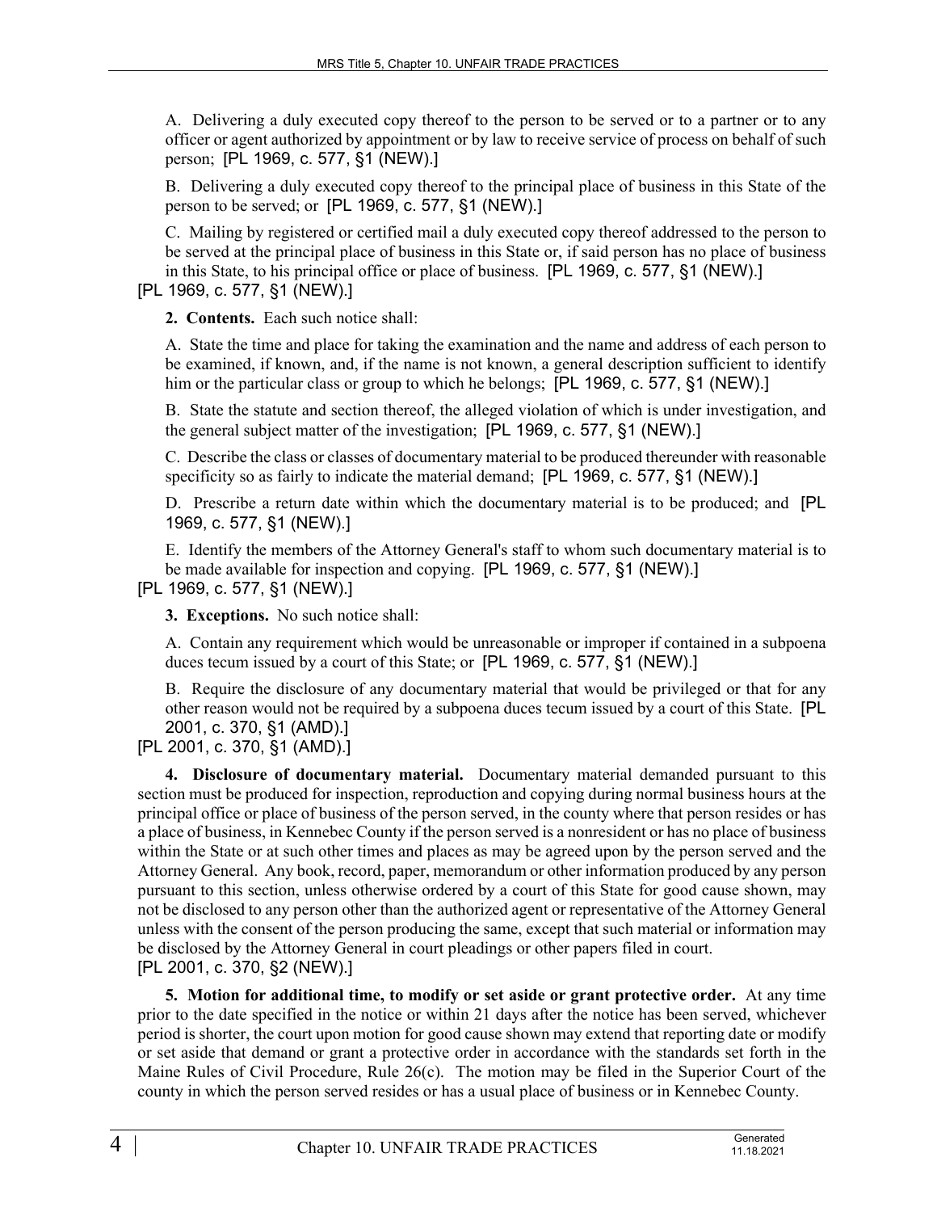A. Delivering a duly executed copy thereof to the person to be served or to a partner or to any officer or agent authorized by appointment or by law to receive service of process on behalf of such person; [PL 1969, c. 577, §1 (NEW).]

B. Delivering a duly executed copy thereof to the principal place of business in this State of the person to be served; or [PL 1969, c. 577, §1 (NEW).]

C. Mailing by registered or certified mail a duly executed copy thereof addressed to the person to be served at the principal place of business in this State or, if said person has no place of business in this State, to his principal office or place of business. [PL 1969, c. 577, §1 (NEW).]

[PL 1969, c. 577, §1 (NEW).]

**2. Contents.** Each such notice shall:

A. State the time and place for taking the examination and the name and address of each person to be examined, if known, and, if the name is not known, a general description sufficient to identify him or the particular class or group to which he belongs; [PL 1969, c. 577, §1 (NEW).]

B. State the statute and section thereof, the alleged violation of which is under investigation, and the general subject matter of the investigation; [PL 1969, c. 577, §1 (NEW).]

C. Describe the class or classes of documentary material to be produced thereunder with reasonable specificity so as fairly to indicate the material demand; [PL 1969, c. 577, §1 (NEW).]

D. Prescribe a return date within which the documentary material is to be produced; and [PL 1969, c. 577, §1 (NEW).]

E. Identify the members of the Attorney General's staff to whom such documentary material is to be made available for inspection and copying. [PL 1969, c. 577, §1 (NEW).]

[PL 1969, c. 577, §1 (NEW).]

**3. Exceptions.** No such notice shall:

A. Contain any requirement which would be unreasonable or improper if contained in a subpoena duces tecum issued by a court of this State; or [PL 1969, c. 577, §1 (NEW).]

B. Require the disclosure of any documentary material that would be privileged or that for any other reason would not be required by a subpoena duces tecum issued by a court of this State. [PL 2001, c. 370, §1 (AMD).]

[PL 2001, c. 370, §1 (AMD).]

**4. Disclosure of documentary material.** Documentary material demanded pursuant to this section must be produced for inspection, reproduction and copying during normal business hours at the principal office or place of business of the person served, in the county where that person resides or has a place of business, in Kennebec County if the person served is a nonresident or has no place of business within the State or at such other times and places as may be agreed upon by the person served and the Attorney General. Any book, record, paper, memorandum or other information produced by any person pursuant to this section, unless otherwise ordered by a court of this State for good cause shown, may not be disclosed to any person other than the authorized agent or representative of the Attorney General unless with the consent of the person producing the same, except that such material or information may be disclosed by the Attorney General in court pleadings or other papers filed in court.

[PL 2001, c. 370, §2 (NEW).]

**5. Motion for additional time, to modify or set aside or grant protective order.** At any time prior to the date specified in the notice or within 21 days after the notice has been served, whichever period is shorter, the court upon motion for good cause shown may extend that reporting date or modify or set aside that demand or grant a protective order in accordance with the standards set forth in the Maine Rules of Civil Procedure, Rule 26(c). The motion may be filed in the Superior Court of the county in which the person served resides or has a usual place of business or in Kennebec County.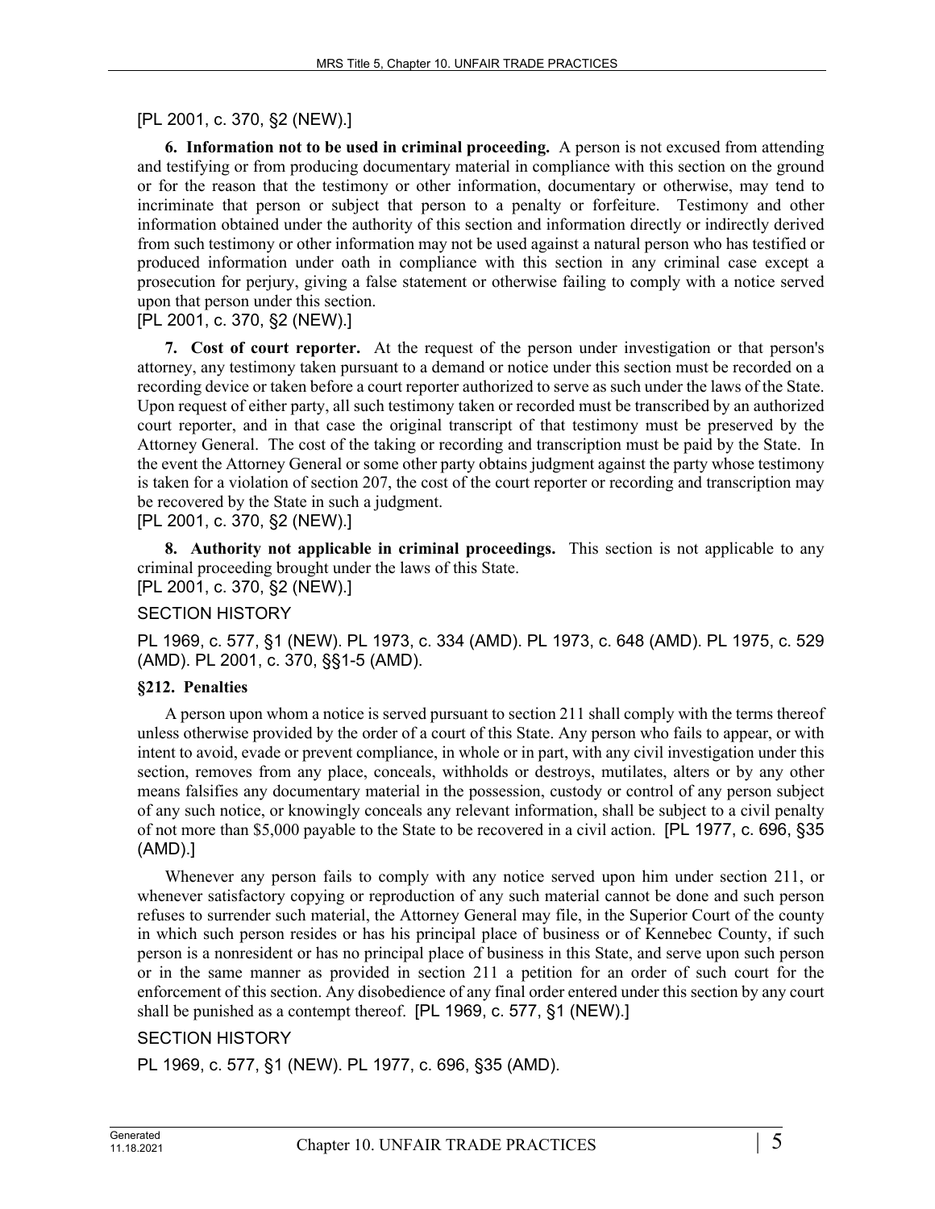[PL 2001, c. 370, §2 (NEW).]

**6. Information not to be used in criminal proceeding.** A person is not excused from attending and testifying or from producing documentary material in compliance with this section on the ground or for the reason that the testimony or other information, documentary or otherwise, may tend to incriminate that person or subject that person to a penalty or forfeiture. Testimony and other information obtained under the authority of this section and information directly or indirectly derived from such testimony or other information may not be used against a natural person who has testified or produced information under oath in compliance with this section in any criminal case except a prosecution for perjury, giving a false statement or otherwise failing to comply with a notice served upon that person under this section.
[PL 2001, c. 370, §2 (NEW).]

**7. Cost of court reporter.** At the request of the person under investigation or that person's attorney, any testimony taken pursuant to a demand or notice under this section must be recorded on a recording device or taken before a court reporter authorized to serve as such under the laws of the State. Upon request of either party, all such testimony taken or recorded must be transcribed by an authorized court reporter, and in that case the original transcript of that testimony must be preserved by the Attorney General. The cost of the taking or recording and transcription must be paid by the State. In the event the Attorney General or some other party obtains judgment against the party whose testimony is taken for a violation of section 207, the cost of the court reporter or recording and transcription may be recovered by the State in such a judgment.
[PL 2001, c. 370, §2 (NEW).]

**8. Authority not applicable in criminal proceedings.** This section is not applicable to any criminal proceeding brought under the laws of this State.
[PL 2001, c. 370, §2 (NEW).]

SECTION HISTORY

PL 1969, c. 577, §1 (NEW). PL 1973, c. 334 (AMD). PL 1973, c. 648 (AMD). PL 1975, c. 529 (AMD). PL 2001, c. 370, §§1-5 (AMD).

### §212. Penalties

A person upon whom a notice is served pursuant to section 211 shall comply with the terms thereof unless otherwise provided by the order of a court of this State. Any person who fails to appear, or with intent to avoid, evade or prevent compliance, in whole or in part, with any civil investigation under this section, removes from any place, conceals, withholds or destroys, mutilates, alters or by any other means falsifies any documentary material in the possession, custody or control of any person subject of any such notice, or knowingly conceals any relevant information, shall be subject to a civil penalty of not more than $5,000 payable to the State to be recovered in a civil action. [PL 1977, c. 696, §35 (AMD).]

Whenever any person fails to comply with any notice served upon him under section 211, or whenever satisfactory copying or reproduction of any such material cannot be done and such person refuses to surrender such material, the Attorney General may file, in the Superior Court of the county in which such person resides or has his principal place of business or of Kennebec County, if such person is a nonresident or has no principal place of business in this State, and serve upon such person or in the same manner as provided in section 211 a petition for an order of such court for the enforcement of this section. Any disobedience of any final order entered under this section by any court shall be punished as a contempt thereof. [PL 1969, c. 577, §1 (NEW).]

SECTION HISTORY

PL 1969, c. 577, §1 (NEW). PL 1977, c. 696, §35 (AMD).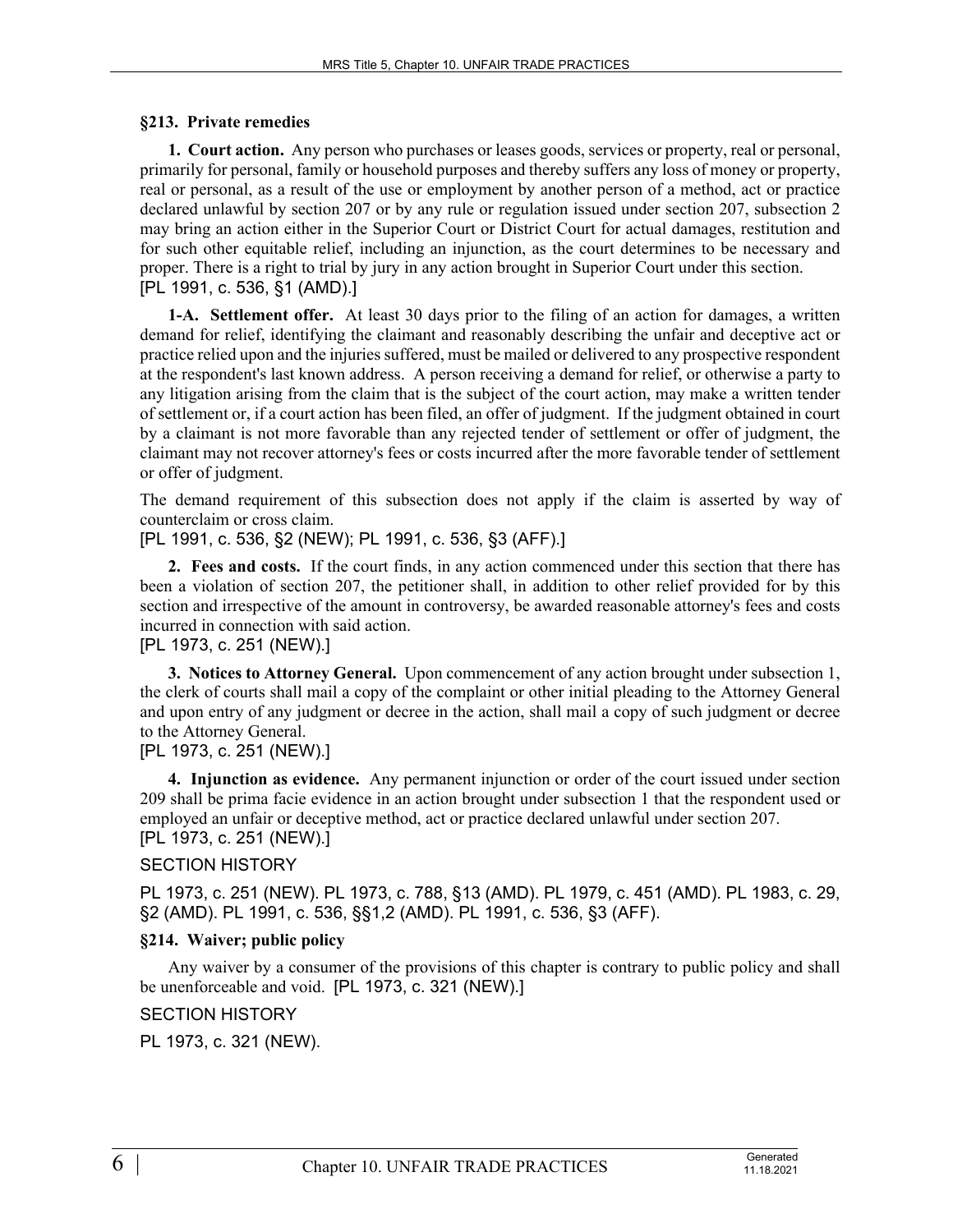### §213. Private remedies

**1. Court action.** Any person who purchases or leases goods, services or property, real or personal, primarily for personal, family or household purposes and thereby suffers any loss of money or property, real or personal, as a result of the use or employment by another person of a method, act or practice declared unlawful by section 207 or by any rule or regulation issued under section 207, subsection 2 may bring an action either in the Superior Court or District Court for actual damages, restitution and for such other equitable relief, including an injunction, as the court determines to be necessary and proper. There is a right to trial by jury in any action brought in Superior Court under this section.
[PL 1991, c. 536, §1 (AMD).]

**1-A. Settlement offer.** At least 30 days prior to the filing of an action for damages, a written demand for relief, identifying the claimant and reasonably describing the unfair and deceptive act or practice relied upon and the injuries suffered, must be mailed or delivered to any prospective respondent at the respondent's last known address. A person receiving a demand for relief, or otherwise a party to any litigation arising from the claim that is the subject of the court action, may make a written tender of settlement or, if a court action has been filed, an offer of judgment. If the judgment obtained in court by a claimant is not more favorable than any rejected tender of settlement or offer of judgment, the claimant may not recover attorney's fees or costs incurred after the more favorable tender of settlement or offer of judgment.

The demand requirement of this subsection does not apply if the claim is asserted by way of counterclaim or cross claim.
[PL 1991, c. 536, §2 (NEW); PL 1991, c. 536, §3 (AFF).]

**2. Fees and costs.** If the court finds, in any action commenced under this section that there has been a violation of section 207, the petitioner shall, in addition to other relief provided for by this section and irrespective of the amount in controversy, be awarded reasonable attorney's fees and costs incurred in connection with said action.
[PL 1973, c. 251 (NEW).]

**3. Notices to Attorney General.** Upon commencement of any action brought under subsection 1, the clerk of courts shall mail a copy of the complaint or other initial pleading to the Attorney General and upon entry of any judgment or decree in the action, shall mail a copy of such judgment or decree to the Attorney General.
[PL 1973, c. 251 (NEW).]

**4. Injunction as evidence.** Any permanent injunction or order of the court issued under section 209 shall be prima facie evidence in an action brought under subsection 1 that the respondent used or employed an unfair or deceptive method, act or practice declared unlawful under section 207.
[PL 1973, c. 251 (NEW).]

SECTION HISTORY

PL 1973, c. 251 (NEW). PL 1973, c. 788, §13 (AMD). PL 1979, c. 451 (AMD). PL 1983, c. 29, §2 (AMD). PL 1991, c. 536, §§1,2 (AMD). PL 1991, c. 536, §3 (AFF).

### §214. Waiver; public policy

Any waiver by a consumer of the provisions of this chapter is contrary to public policy and shall be unenforceable and void. [PL 1973, c. 321 (NEW).]

SECTION HISTORY

PL 1973, c. 321 (NEW).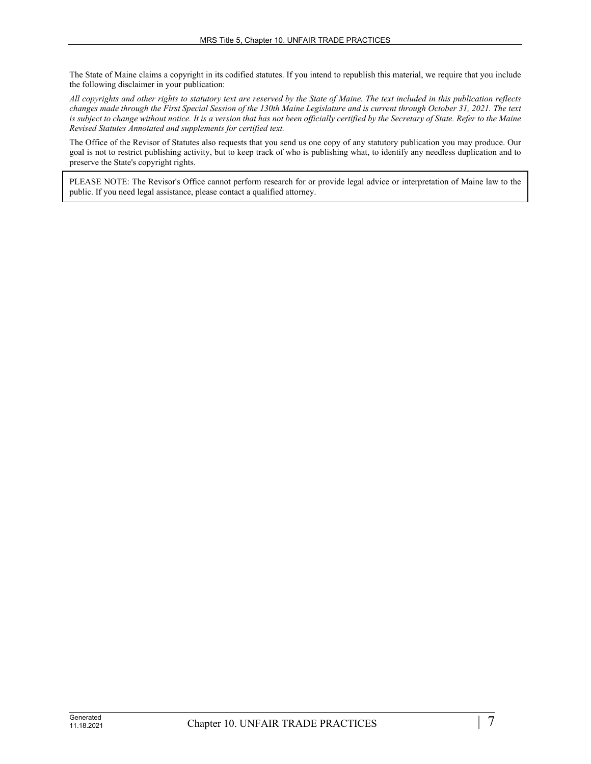The State of Maine claims a copyright in its codified statutes. If you intend to republish this material, we require that you include the following disclaimer in your publication:

*All copyrights and other rights to statutory text are reserved by the State of Maine. The text included in this publication reflects changes made through the First Special Session of the 130th Maine Legislature and is current through October 31, 2021. The text is subject to change without notice. It is a version that has not been officially certified by the Secretary of State. Refer to the Maine Revised Statutes Annotated and supplements for certified text.*

The Office of the Revisor of Statutes also requests that you send us one copy of any statutory publication you may produce. Our goal is not to restrict publishing activity, but to keep track of who is publishing what, to identify any needless duplication and to preserve the State's copyright rights.

PLEASE NOTE: The Revisor's Office cannot perform research for or provide legal advice or interpretation of Maine law to the public. If you need legal assistance, please contact a qualified attorney.